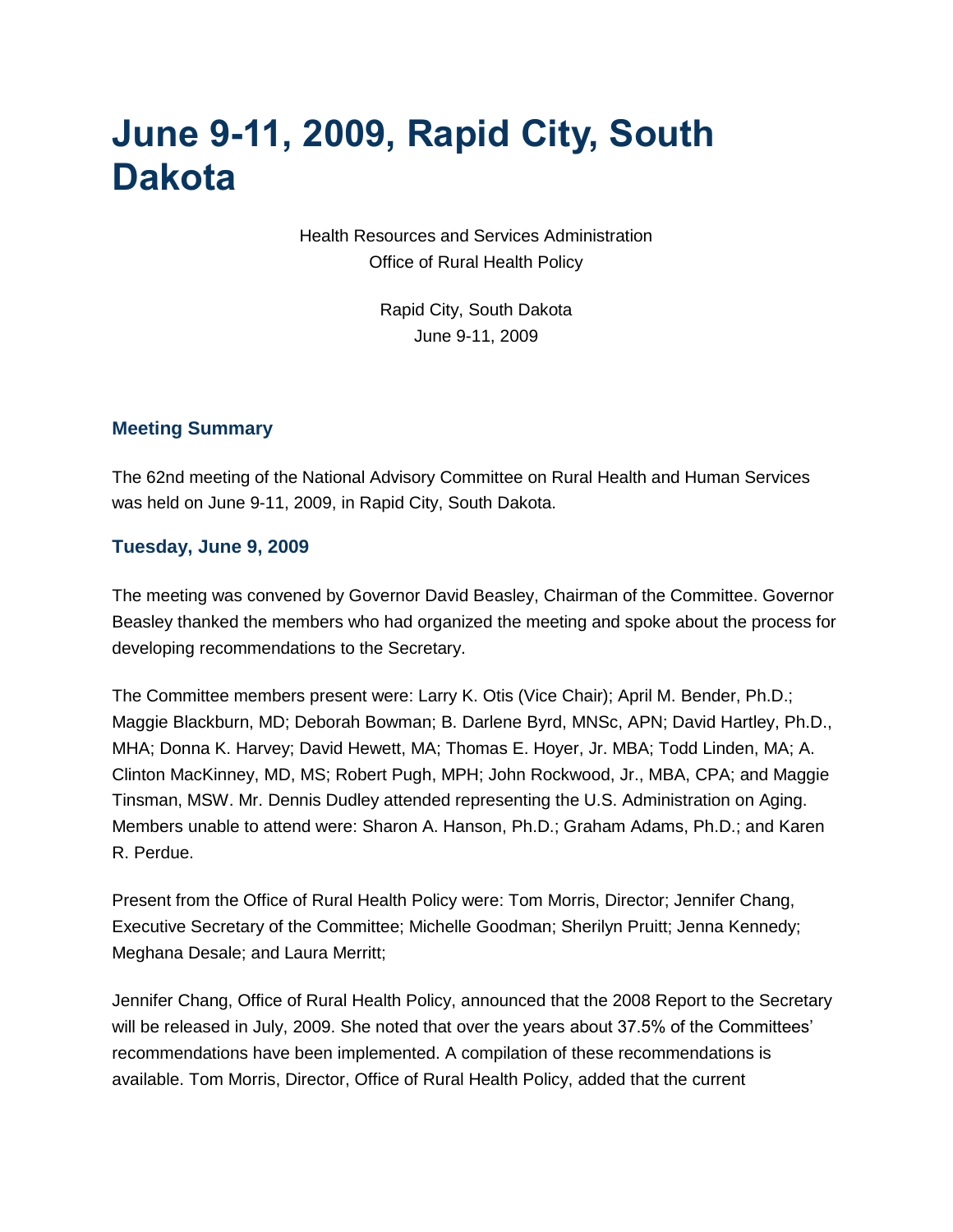# June 9-11, 2009, Rapid City, South Dakota

Health Resources and Services Administration
Office of Rural Health Policy

Rapid City, South Dakota
June 9-11, 2009

### Meeting Summary

The 62nd meeting of the National Advisory Committee on Rural Health and Human Services was held on June 9-11, 2009, in Rapid City, South Dakota.

### Tuesday, June 9, 2009

The meeting was convened by Governor David Beasley, Chairman of the Committee. Governor Beasley thanked the members who had organized the meeting and spoke about the process for developing recommendations to the Secretary.

The Committee members present were: Larry K. Otis (Vice Chair); April M. Bender, Ph.D.; Maggie Blackburn, MD; Deborah Bowman; B. Darlene Byrd, MNSc, APN; David Hartley, Ph.D., MHA; Donna K. Harvey; David Hewett, MA; Thomas E. Hoyer, Jr. MBA; Todd Linden, MA; A. Clinton MacKinney, MD, MS; Robert Pugh, MPH; John Rockwood, Jr., MBA, CPA; and Maggie Tinsman, MSW. Mr. Dennis Dudley attended representing the U.S. Administration on Aging. Members unable to attend were: Sharon A. Hanson, Ph.D.; Graham Adams, Ph.D.; and Karen R. Perdue.

Present from the Office of Rural Health Policy were: Tom Morris, Director; Jennifer Chang, Executive Secretary of the Committee; Michelle Goodman; Sherilyn Pruitt; Jenna Kennedy; Meghana Desale; and Laura Merritt;

Jennifer Chang, Office of Rural Health Policy, announced that the 2008 Report to the Secretary will be released in July, 2009. She noted that over the years about 37.5% of the Committees' recommendations have been implemented. A compilation of these recommendations is available. Tom Morris, Director, Office of Rural Health Policy, added that the current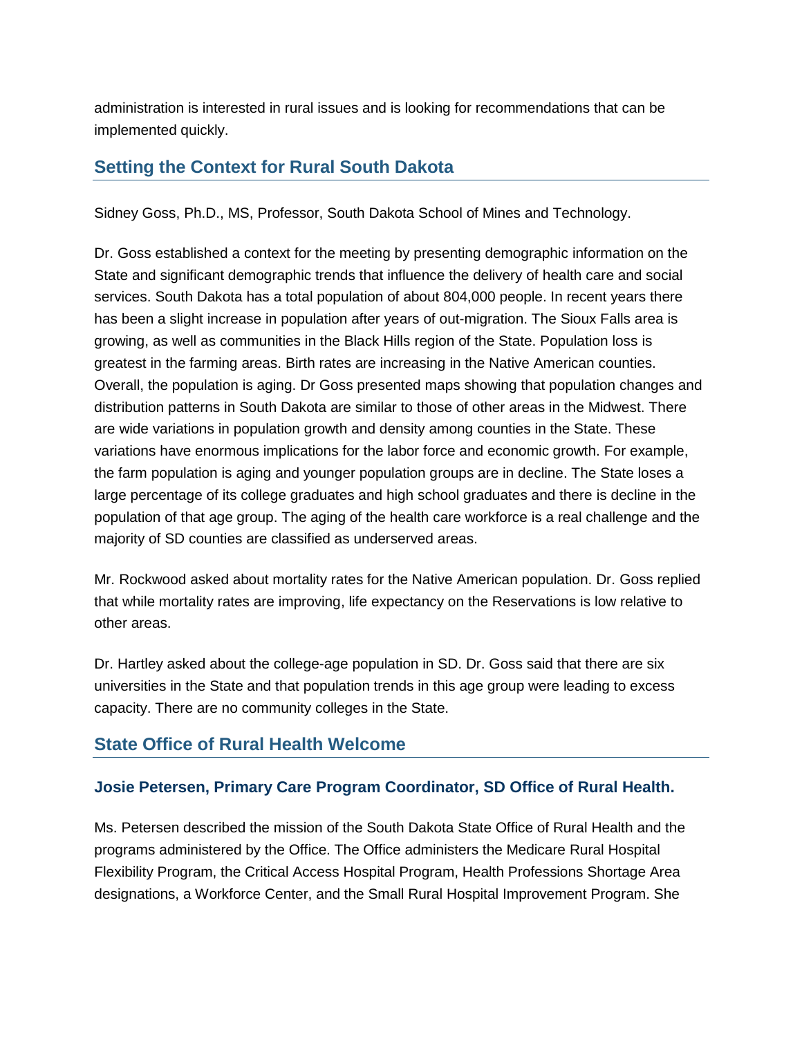administration is interested in rural issues and is looking for recommendations that can be implemented quickly.

## Setting the Context for Rural South Dakota

Sidney Goss, Ph.D., MS, Professor, South Dakota School of Mines and Technology.

Dr. Goss established a context for the meeting by presenting demographic information on the State and significant demographic trends that influence the delivery of health care and social services. South Dakota has a total population of about 804,000 people. In recent years there has been a slight increase in population after years of out-migration. The Sioux Falls area is growing, as well as communities in the Black Hills region of the State. Population loss is greatest in the farming areas. Birth rates are increasing in the Native American counties. Overall, the population is aging. Dr Goss presented maps showing that population changes and distribution patterns in South Dakota are similar to those of other areas in the Midwest. There are wide variations in population growth and density among counties in the State. These variations have enormous implications for the labor force and economic growth. For example, the farm population is aging and younger population groups are in decline. The State loses a large percentage of its college graduates and high school graduates and there is decline in the population of that age group. The aging of the health care workforce is a real challenge and the majority of SD counties are classified as underserved areas.

Mr. Rockwood asked about mortality rates for the Native American population. Dr. Goss replied that while mortality rates are improving, life expectancy on the Reservations is low relative to other areas.

Dr. Hartley asked about the college-age population in SD. Dr. Goss said that there are six universities in the State and that population trends in this age group were leading to excess capacity. There are no community colleges in the State.

## State Office of Rural Health Welcome

### Josie Petersen, Primary Care Program Coordinator, SD Office of Rural Health.

Ms. Petersen described the mission of the South Dakota State Office of Rural Health and the programs administered by the Office. The Office administers the Medicare Rural Hospital Flexibility Program, the Critical Access Hospital Program, Health Professions Shortage Area designations, a Workforce Center, and the Small Rural Hospital Improvement Program. She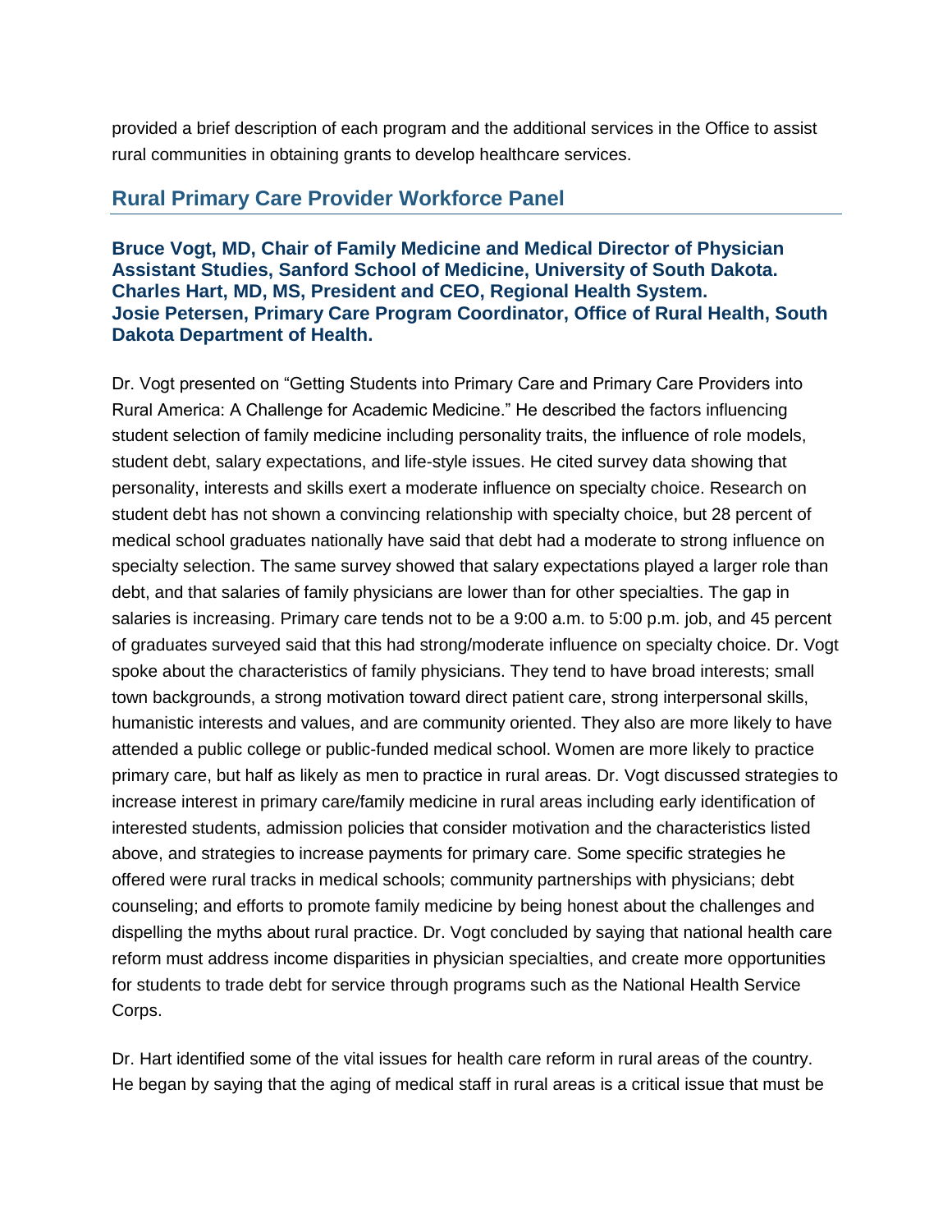provided a brief description of each program and the additional services in the Office to assist rural communities in obtaining grants to develop healthcare services.

## Rural Primary Care Provider Workforce Panel

**Bruce Vogt, MD, Chair of Family Medicine and Medical Director of Physician Assistant Studies, Sanford School of Medicine, University of South Dakota.**
**Charles Hart, MD, MS, President and CEO, Regional Health System.**
**Josie Petersen, Primary Care Program Coordinator, Office of Rural Health, South Dakota Department of Health.**

Dr. Vogt presented on "Getting Students into Primary Care and Primary Care Providers into Rural America: A Challenge for Academic Medicine." He described the factors influencing student selection of family medicine including personality traits, the influence of role models, student debt, salary expectations, and life-style issues. He cited survey data showing that personality, interests and skills exert a moderate influence on specialty choice. Research on student debt has not shown a convincing relationship with specialty choice, but 28 percent of medical school graduates nationally have said that debt had a moderate to strong influence on specialty selection. The same survey showed that salary expectations played a larger role than debt, and that salaries of family physicians are lower than for other specialties. The gap in salaries is increasing. Primary care tends not to be a 9:00 a.m. to 5:00 p.m. job, and 45 percent of graduates surveyed said that this had strong/moderate influence on specialty choice. Dr. Vogt spoke about the characteristics of family physicians. They tend to have broad interests; small town backgrounds, a strong motivation toward direct patient care, strong interpersonal skills, humanistic interests and values, and are community oriented. They also are more likely to have attended a public college or public-funded medical school. Women are more likely to practice primary care, but half as likely as men to practice in rural areas. Dr. Vogt discussed strategies to increase interest in primary care/family medicine in rural areas including early identification of interested students, admission policies that consider motivation and the characteristics listed above, and strategies to increase payments for primary care. Some specific strategies he offered were rural tracks in medical schools; community partnerships with physicians; debt counseling; and efforts to promote family medicine by being honest about the challenges and dispelling the myths about rural practice. Dr. Vogt concluded by saying that national health care reform must address income disparities in physician specialties, and create more opportunities for students to trade debt for service through programs such as the National Health Service Corps.

Dr. Hart identified some of the vital issues for health care reform in rural areas of the country. He began by saying that the aging of medical staff in rural areas is a critical issue that must be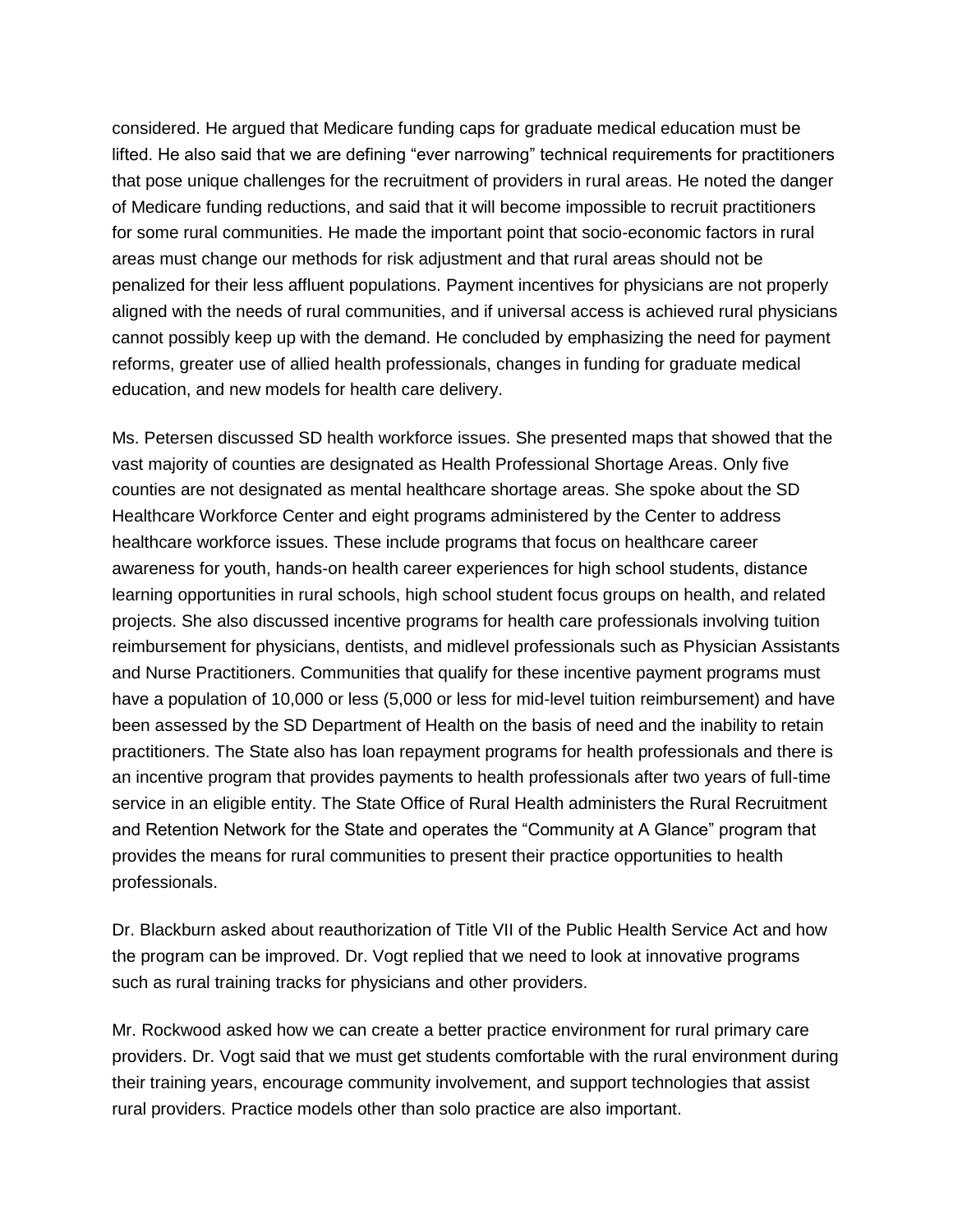considered. He argued that Medicare funding caps for graduate medical education must be lifted. He also said that we are defining "ever narrowing" technical requirements for practitioners that pose unique challenges for the recruitment of providers in rural areas. He noted the danger of Medicare funding reductions, and said that it will become impossible to recruit practitioners for some rural communities. He made the important point that socio-economic factors in rural areas must change our methods for risk adjustment and that rural areas should not be penalized for their less affluent populations. Payment incentives for physicians are not properly aligned with the needs of rural communities, and if universal access is achieved rural physicians cannot possibly keep up with the demand. He concluded by emphasizing the need for payment reforms, greater use of allied health professionals, changes in funding for graduate medical education, and new models for health care delivery.

Ms. Petersen discussed SD health workforce issues. She presented maps that showed that the vast majority of counties are designated as Health Professional Shortage Areas. Only five counties are not designated as mental healthcare shortage areas. She spoke about the SD Healthcare Workforce Center and eight programs administered by the Center to address healthcare workforce issues. These include programs that focus on healthcare career awareness for youth, hands-on health career experiences for high school students, distance learning opportunities in rural schools, high school student focus groups on health, and related projects. She also discussed incentive programs for health care professionals involving tuition reimbursement for physicians, dentists, and midlevel professionals such as Physician Assistants and Nurse Practitioners. Communities that qualify for these incentive payment programs must have a population of 10,000 or less (5,000 or less for mid-level tuition reimbursement) and have been assessed by the SD Department of Health on the basis of need and the inability to retain practitioners. The State also has loan repayment programs for health professionals and there is an incentive program that provides payments to health professionals after two years of full-time service in an eligible entity. The State Office of Rural Health administers the Rural Recruitment and Retention Network for the State and operates the "Community at A Glance" program that provides the means for rural communities to present their practice opportunities to health professionals.

Dr. Blackburn asked about reauthorization of Title VII of the Public Health Service Act and how the program can be improved. Dr. Vogt replied that we need to look at innovative programs such as rural training tracks for physicians and other providers.

Mr. Rockwood asked how we can create a better practice environment for rural primary care providers. Dr. Vogt said that we must get students comfortable with the rural environment during their training years, encourage community involvement, and support technologies that assist rural providers. Practice models other than solo practice are also important.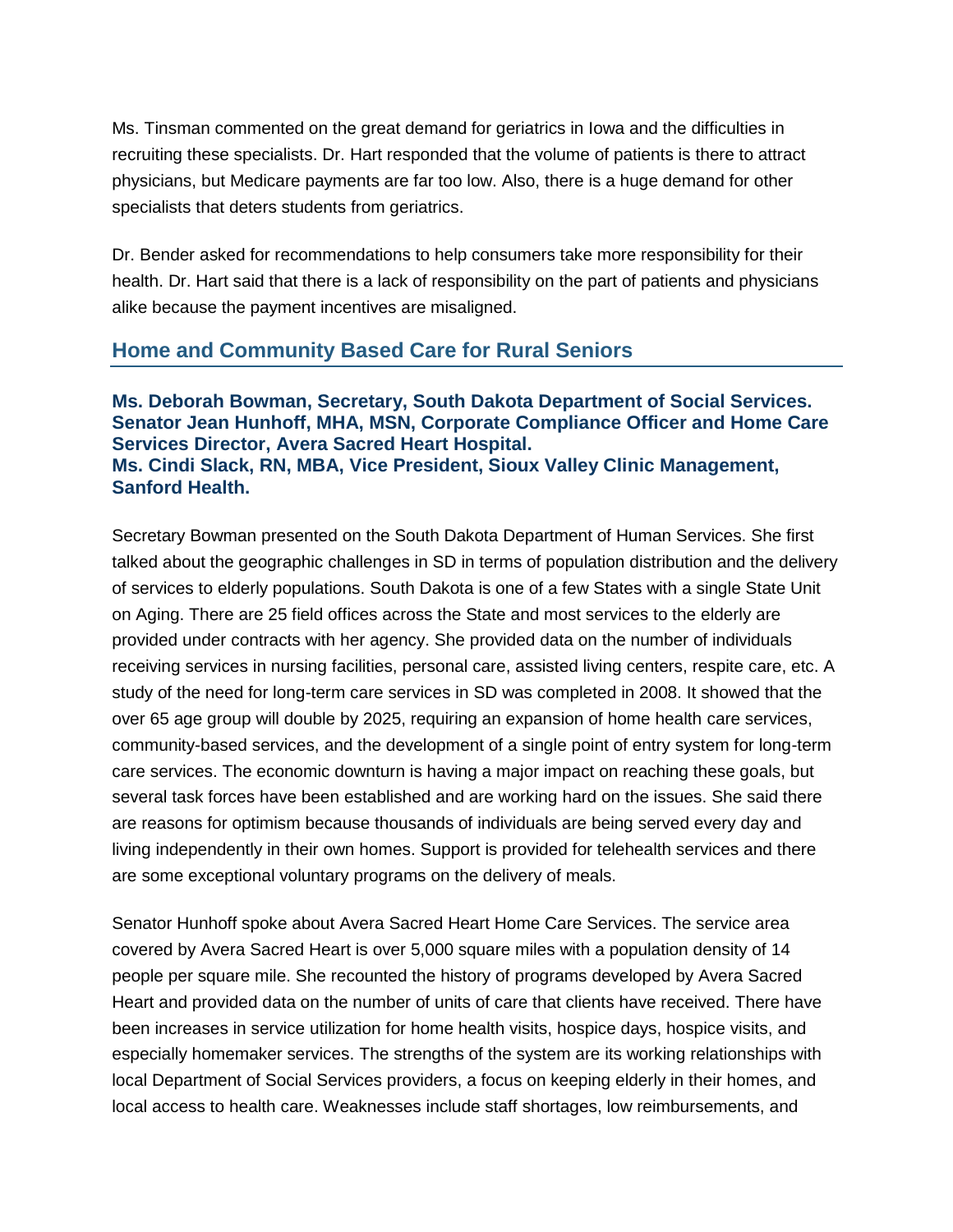Ms. Tinsman commented on the great demand for geriatrics in Iowa and the difficulties in recruiting these specialists. Dr. Hart responded that the volume of patients is there to attract physicians, but Medicare payments are far too low. Also, there is a huge demand for other specialists that deters students from geriatrics.

Dr. Bender asked for recommendations to help consumers take more responsibility for their health. Dr. Hart said that there is a lack of responsibility on the part of patients and physicians alike because the payment incentives are misaligned.

## Home and Community Based Care for Rural Seniors

**Ms. Deborah Bowman, Secretary, South Dakota Department of Social Services.**
**Senator Jean Hunhoff, MHA, MSN, Corporate Compliance Officer and Home Care Services Director, Avera Sacred Heart Hospital.**
**Ms. Cindi Slack, RN, MBA, Vice President, Sioux Valley Clinic Management, Sanford Health.**

Secretary Bowman presented on the South Dakota Department of Human Services. She first talked about the geographic challenges in SD in terms of population distribution and the delivery of services to elderly populations. South Dakota is one of a few States with a single State Unit on Aging. There are 25 field offices across the State and most services to the elderly are provided under contracts with her agency. She provided data on the number of individuals receiving services in nursing facilities, personal care, assisted living centers, respite care, etc. A study of the need for long-term care services in SD was completed in 2008. It showed that the over 65 age group will double by 2025, requiring an expansion of home health care services, community-based services, and the development of a single point of entry system for long-term care services. The economic downturn is having a major impact on reaching these goals, but several task forces have been established and are working hard on the issues. She said there are reasons for optimism because thousands of individuals are being served every day and living independently in their own homes. Support is provided for telehealth services and there are some exceptional voluntary programs on the delivery of meals.

Senator Hunhoff spoke about Avera Sacred Heart Home Care Services. The service area covered by Avera Sacred Heart is over 5,000 square miles with a population density of 14 people per square mile. She recounted the history of programs developed by Avera Sacred Heart and provided data on the number of units of care that clients have received. There have been increases in service utilization for home health visits, hospice days, hospice visits, and especially homemaker services. The strengths of the system are its working relationships with local Department of Social Services providers, a focus on keeping elderly in their homes, and local access to health care. Weaknesses include staff shortages, low reimbursements, and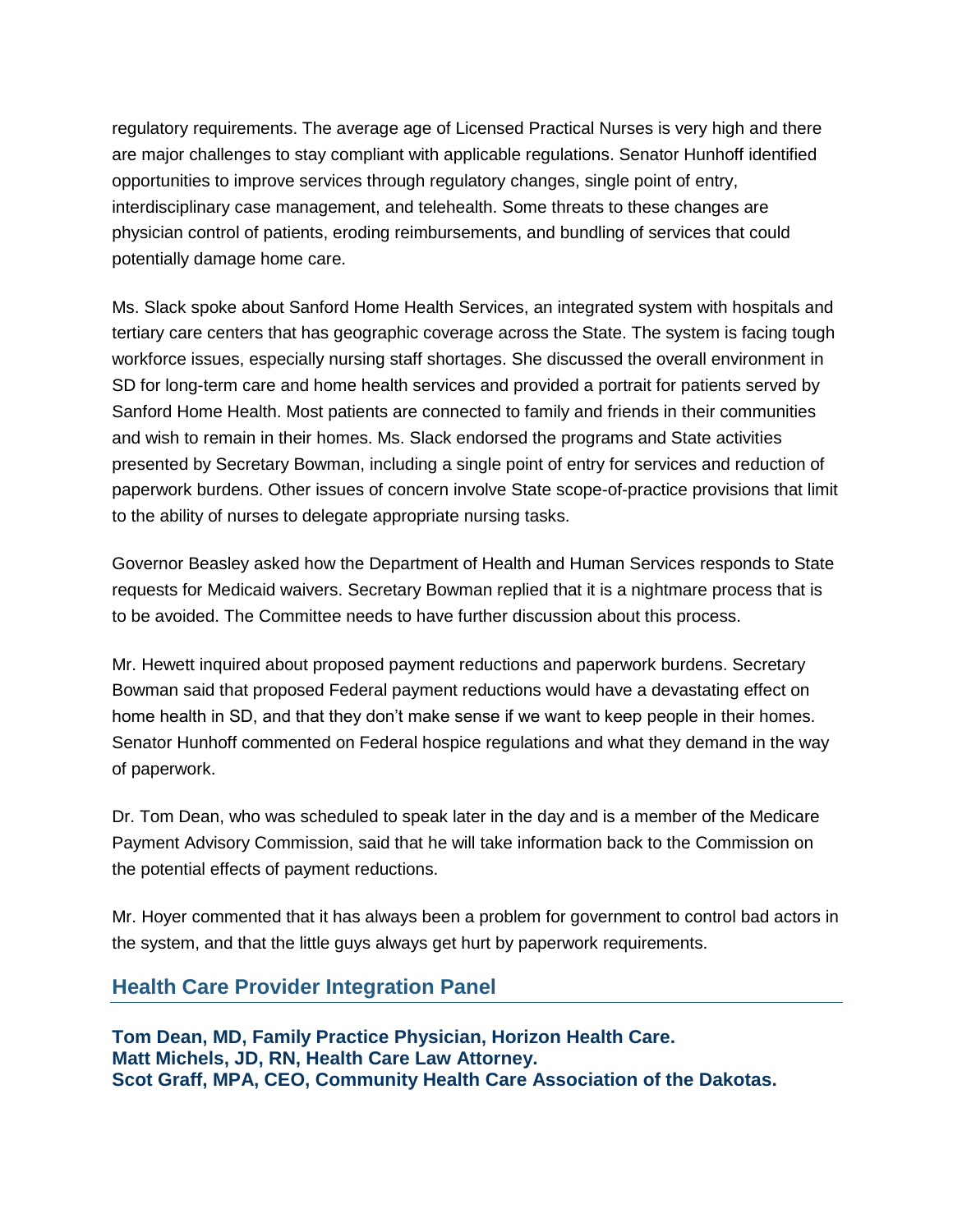regulatory requirements. The average age of Licensed Practical Nurses is very high and there are major challenges to stay compliant with applicable regulations. Senator Hunhoff identified opportunities to improve services through regulatory changes, single point of entry, interdisciplinary case management, and telehealth. Some threats to these changes are physician control of patients, eroding reimbursements, and bundling of services that could potentially damage home care.

Ms. Slack spoke about Sanford Home Health Services, an integrated system with hospitals and tertiary care centers that has geographic coverage across the State. The system is facing tough workforce issues, especially nursing staff shortages. She discussed the overall environment in SD for long-term care and home health services and provided a portrait for patients served by Sanford Home Health. Most patients are connected to family and friends in their communities and wish to remain in their homes. Ms. Slack endorsed the programs and State activities presented by Secretary Bowman, including a single point of entry for services and reduction of paperwork burdens. Other issues of concern involve State scope-of-practice provisions that limit to the ability of nurses to delegate appropriate nursing tasks.

Governor Beasley asked how the Department of Health and Human Services responds to State requests for Medicaid waivers. Secretary Bowman replied that it is a nightmare process that is to be avoided. The Committee needs to have further discussion about this process.

Mr. Hewett inquired about proposed payment reductions and paperwork burdens. Secretary Bowman said that proposed Federal payment reductions would have a devastating effect on home health in SD, and that they don't make sense if we want to keep people in their homes. Senator Hunhoff commented on Federal hospice regulations and what they demand in the way of paperwork.

Dr. Tom Dean, who was scheduled to speak later in the day and is a member of the Medicare Payment Advisory Commission, said that he will take information back to the Commission on the potential effects of payment reductions.

Mr. Hoyer commented that it has always been a problem for government to control bad actors in the system, and that the little guys always get hurt by paperwork requirements.

## Health Care Provider Integration Panel

**Tom Dean, MD, Family Practice Physician, Horizon Health Care.**
**Matt Michels, JD, RN, Health Care Law Attorney.**
**Scot Graff, MPA, CEO, Community Health Care Association of the Dakotas.**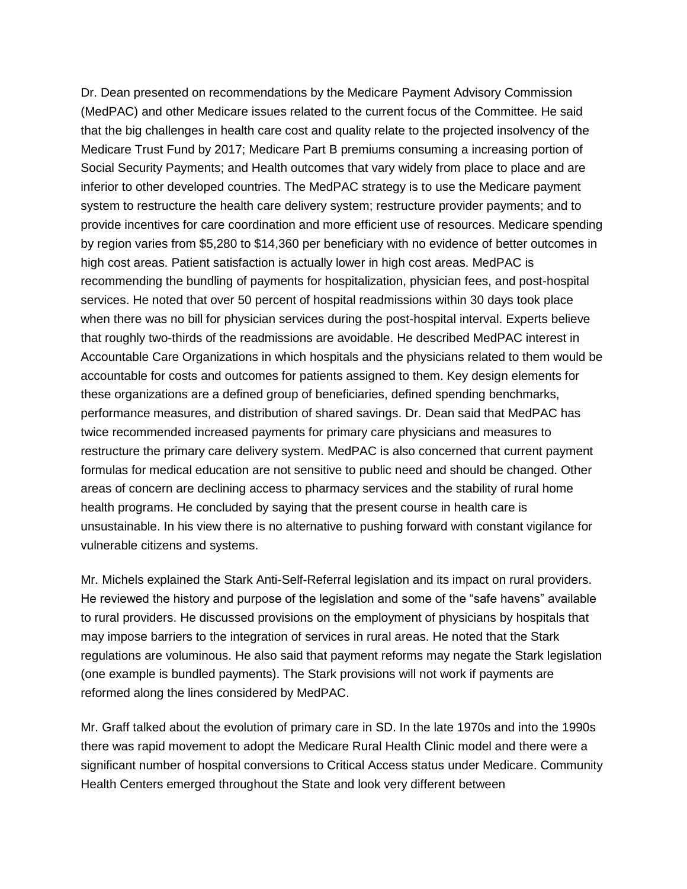Dr. Dean presented on recommendations by the Medicare Payment Advisory Commission (MedPAC) and other Medicare issues related to the current focus of the Committee. He said that the big challenges in health care cost and quality relate to the projected insolvency of the Medicare Trust Fund by 2017; Medicare Part B premiums consuming a increasing portion of Social Security Payments; and Health outcomes that vary widely from place to place and are inferior to other developed countries. The MedPAC strategy is to use the Medicare payment system to restructure the health care delivery system; restructure provider payments; and to provide incentives for care coordination and more efficient use of resources. Medicare spending by region varies from $5,280 to $14,360 per beneficiary with no evidence of better outcomes in high cost areas. Patient satisfaction is actually lower in high cost areas. MedPAC is recommending the bundling of payments for hospitalization, physician fees, and post-hospital services. He noted that over 50 percent of hospital readmissions within 30 days took place when there was no bill for physician services during the post-hospital interval. Experts believe that roughly two-thirds of the readmissions are avoidable. He described MedPAC interest in Accountable Care Organizations in which hospitals and the physicians related to them would be accountable for costs and outcomes for patients assigned to them. Key design elements for these organizations are a defined group of beneficiaries, defined spending benchmarks, performance measures, and distribution of shared savings. Dr. Dean said that MedPAC has twice recommended increased payments for primary care physicians and measures to restructure the primary care delivery system. MedPAC is also concerned that current payment formulas for medical education are not sensitive to public need and should be changed. Other areas of concern are declining access to pharmacy services and the stability of rural home health programs. He concluded by saying that the present course in health care is unsustainable. In his view there is no alternative to pushing forward with constant vigilance for vulnerable citizens and systems.

Mr. Michels explained the Stark Anti-Self-Referral legislation and its impact on rural providers. He reviewed the history and purpose of the legislation and some of the "safe havens" available to rural providers. He discussed provisions on the employment of physicians by hospitals that may impose barriers to the integration of services in rural areas. He noted that the Stark regulations are voluminous. He also said that payment reforms may negate the Stark legislation (one example is bundled payments). The Stark provisions will not work if payments are reformed along the lines considered by MedPAC.

Mr. Graff talked about the evolution of primary care in SD. In the late 1970s and into the 1990s there was rapid movement to adopt the Medicare Rural Health Clinic model and there were a significant number of hospital conversions to Critical Access status under Medicare. Community Health Centers emerged throughout the State and look very different between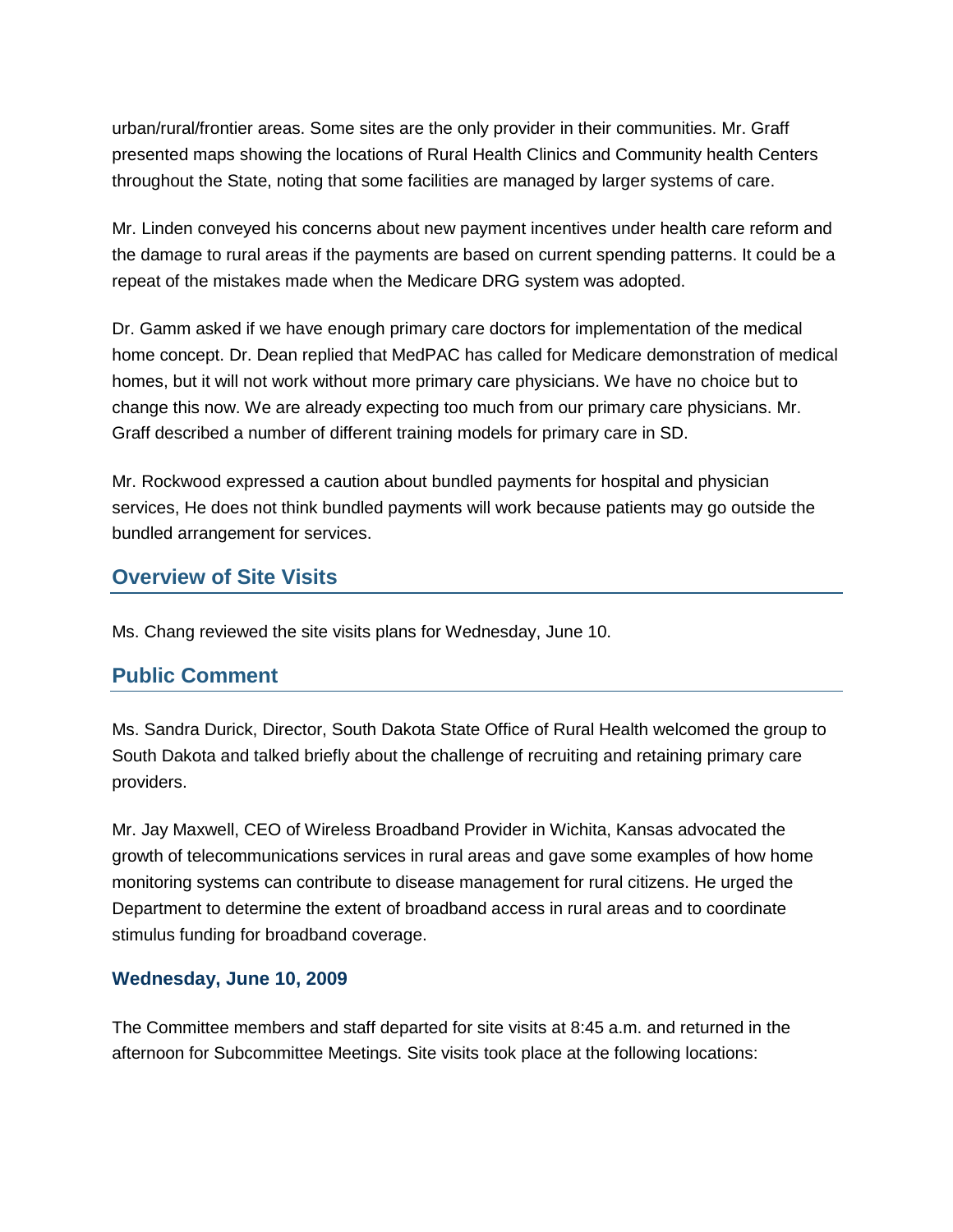urban/rural/frontier areas. Some sites are the only provider in their communities. Mr. Graff presented maps showing the locations of Rural Health Clinics and Community health Centers throughout the State, noting that some facilities are managed by larger systems of care.

Mr. Linden conveyed his concerns about new payment incentives under health care reform and the damage to rural areas if the payments are based on current spending patterns. It could be a repeat of the mistakes made when the Medicare DRG system was adopted.

Dr. Gamm asked if we have enough primary care doctors for implementation of the medical home concept. Dr. Dean replied that MedPAC has called for Medicare demonstration of medical homes, but it will not work without more primary care physicians. We have no choice but to change this now. We are already expecting too much from our primary care physicians. Mr. Graff described a number of different training models for primary care in SD.

Mr. Rockwood expressed a caution about bundled payments for hospital and physician services, He does not think bundled payments will work because patients may go outside the bundled arrangement for services.

## Overview of Site Visits

Ms. Chang reviewed the site visits plans for Wednesday, June 10.

## Public Comment

Ms. Sandra Durick, Director, South Dakota State Office of Rural Health welcomed the group to South Dakota and talked briefly about the challenge of recruiting and retaining primary care providers.

Mr. Jay Maxwell, CEO of Wireless Broadband Provider in Wichita, Kansas advocated the growth of telecommunications services in rural areas and gave some examples of how home monitoring systems can contribute to disease management for rural citizens. He urged the Department to determine the extent of broadband access in rural areas and to coordinate stimulus funding for broadband coverage.

### Wednesday, June 10, 2009

The Committee members and staff departed for site visits at 8:45 a.m. and returned in the afternoon for Subcommittee Meetings. Site visits took place at the following locations: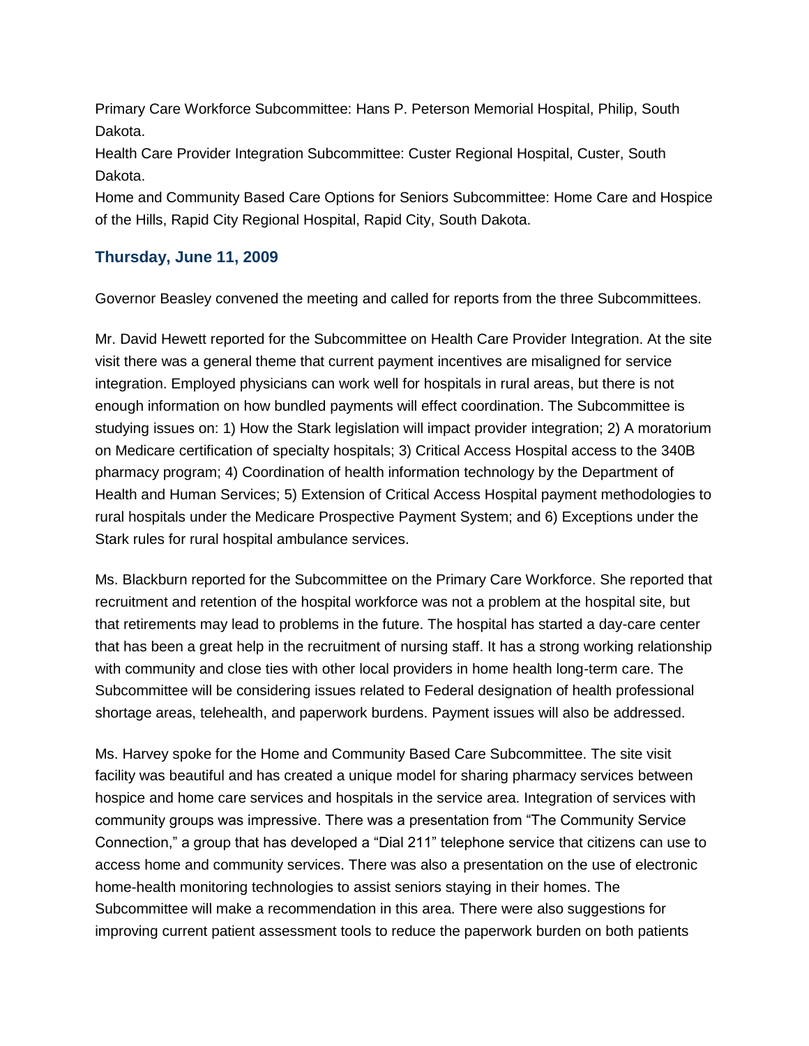Primary Care Workforce Subcommittee: Hans P. Peterson Memorial Hospital, Philip, South Dakota.
Health Care Provider Integration Subcommittee: Custer Regional Hospital, Custer, South Dakota.
Home and Community Based Care Options for Seniors Subcommittee: Home Care and Hospice of the Hills, Rapid City Regional Hospital, Rapid City, South Dakota.

### Thursday, June 11, 2009

Governor Beasley convened the meeting and called for reports from the three Subcommittees.

Mr. David Hewett reported for the Subcommittee on Health Care Provider Integration. At the site visit there was a general theme that current payment incentives are misaligned for service integration. Employed physicians can work well for hospitals in rural areas, but there is not enough information on how bundled payments will effect coordination. The Subcommittee is studying issues on: 1) How the Stark legislation will impact provider integration; 2) A moratorium on Medicare certification of specialty hospitals; 3) Critical Access Hospital access to the 340B pharmacy program; 4) Coordination of health information technology by the Department of Health and Human Services; 5) Extension of Critical Access Hospital payment methodologies to rural hospitals under the Medicare Prospective Payment System; and 6) Exceptions under the Stark rules for rural hospital ambulance services.

Ms. Blackburn reported for the Subcommittee on the Primary Care Workforce. She reported that recruitment and retention of the hospital workforce was not a problem at the hospital site, but that retirements may lead to problems in the future. The hospital has started a day-care center that has been a great help in the recruitment of nursing staff. It has a strong working relationship with community and close ties with other local providers in home health long-term care. The Subcommittee will be considering issues related to Federal designation of health professional shortage areas, telehealth, and paperwork burdens. Payment issues will also be addressed.

Ms. Harvey spoke for the Home and Community Based Care Subcommittee. The site visit facility was beautiful and has created a unique model for sharing pharmacy services between hospice and home care services and hospitals in the service area. Integration of services with community groups was impressive. There was a presentation from "The Community Service Connection," a group that has developed a "Dial 211" telephone service that citizens can use to access home and community services. There was also a presentation on the use of electronic home-health monitoring technologies to assist seniors staying in their homes. The Subcommittee will make a recommendation in this area. There were also suggestions for improving current patient assessment tools to reduce the paperwork burden on both patients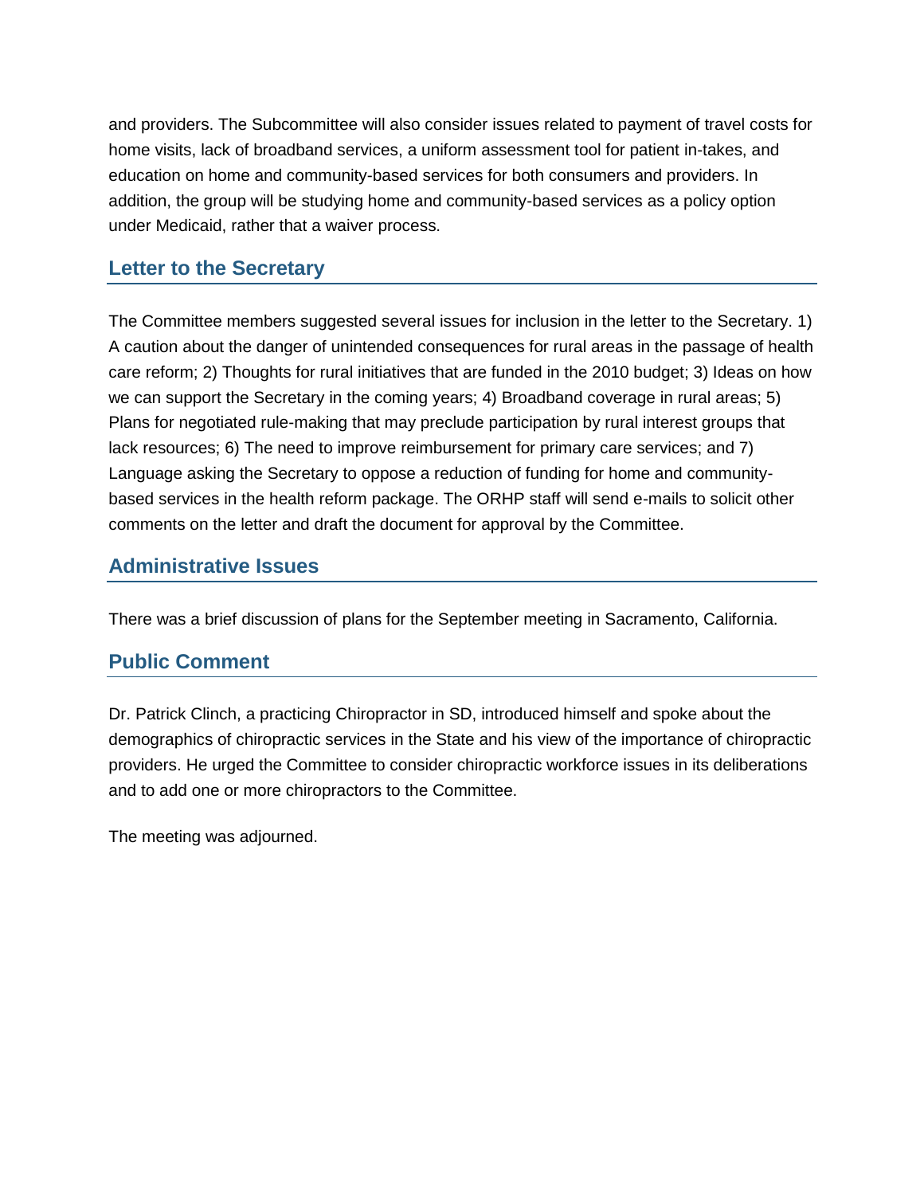and providers. The Subcommittee will also consider issues related to payment of travel costs for home visits, lack of broadband services, a uniform assessment tool for patient in-takes, and education on home and community-based services for both consumers and providers. In addition, the group will be studying home and community-based services as a policy option under Medicaid, rather that a waiver process.

## Letter to the Secretary

The Committee members suggested several issues for inclusion in the letter to the Secretary. 1) A caution about the danger of unintended consequences for rural areas in the passage of health care reform; 2) Thoughts for rural initiatives that are funded in the 2010 budget; 3) Ideas on how we can support the Secretary in the coming years; 4) Broadband coverage in rural areas; 5) Plans for negotiated rule-making that may preclude participation by rural interest groups that lack resources; 6) The need to improve reimbursement for primary care services; and 7) Language asking the Secretary to oppose a reduction of funding for home and community-based services in the health reform package. The ORHP staff will send e-mails to solicit other comments on the letter and draft the document for approval by the Committee.

## Administrative Issues

There was a brief discussion of plans for the September meeting in Sacramento, California.

## Public Comment

Dr. Patrick Clinch, a practicing Chiropractor in SD, introduced himself and spoke about the demographics of chiropractic services in the State and his view of the importance of chiropractic providers. He urged the Committee to consider chiropractic workforce issues in its deliberations and to add one or more chiropractors to the Committee.

The meeting was adjourned.